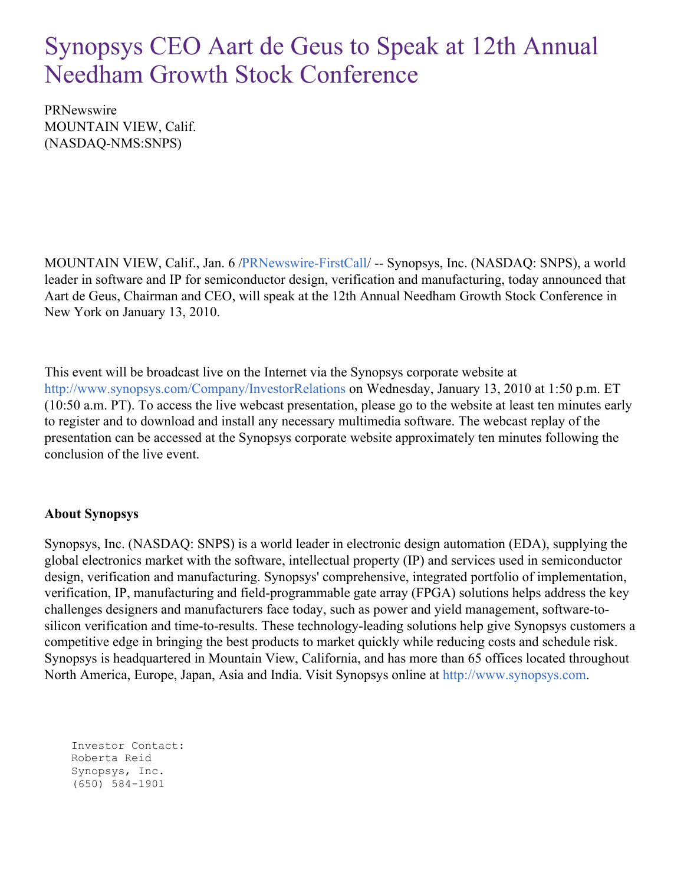# Synopsys CEO Aart de Geus to Speak at 12th Annual Needham Growth Stock Conference

PRNewswire
MOUNTAIN VIEW, Calif.
(NASDAQ-NMS:SNPS)

MOUNTAIN VIEW, Calif., Jan. 6 /PRNewswire-FirstCall/ -- Synopsys, Inc. (NASDAQ: SNPS), a world leader in software and IP for semiconductor design, verification and manufacturing, today announced that Aart de Geus, Chairman and CEO, will speak at the 12th Annual Needham Growth Stock Conference in New York on January 13, 2010.

This event will be broadcast live on the Internet via the Synopsys corporate website at http://www.synopsys.com/Company/InvestorRelations on Wednesday, January 13, 2010 at 1:50 p.m. ET (10:50 a.m. PT). To access the live webcast presentation, please go to the website at least ten minutes early to register and to download and install any necessary multimedia software. The webcast replay of the presentation can be accessed at the Synopsys corporate website approximately ten minutes following the conclusion of the live event.

**About Synopsys**

Synopsys, Inc. (NASDAQ: SNPS) is a world leader in electronic design automation (EDA), supplying the global electronics market with the software, intellectual property (IP) and services used in semiconductor design, verification and manufacturing. Synopsys' comprehensive, integrated portfolio of implementation, verification, IP, manufacturing and field-programmable gate array (FPGA) solutions helps address the key challenges designers and manufacturers face today, such as power and yield management, software-to-silicon verification and time-to-results. These technology-leading solutions help give Synopsys customers a competitive edge in bringing the best products to market quickly while reducing costs and schedule risk. Synopsys is headquartered in Mountain View, California, and has more than 65 offices located throughout North America, Europe, Japan, Asia and India. Visit Synopsys online at http://www.synopsys.com.

```
Investor Contact:
Roberta Reid
Synopsys, Inc.
(650) 584-1901
```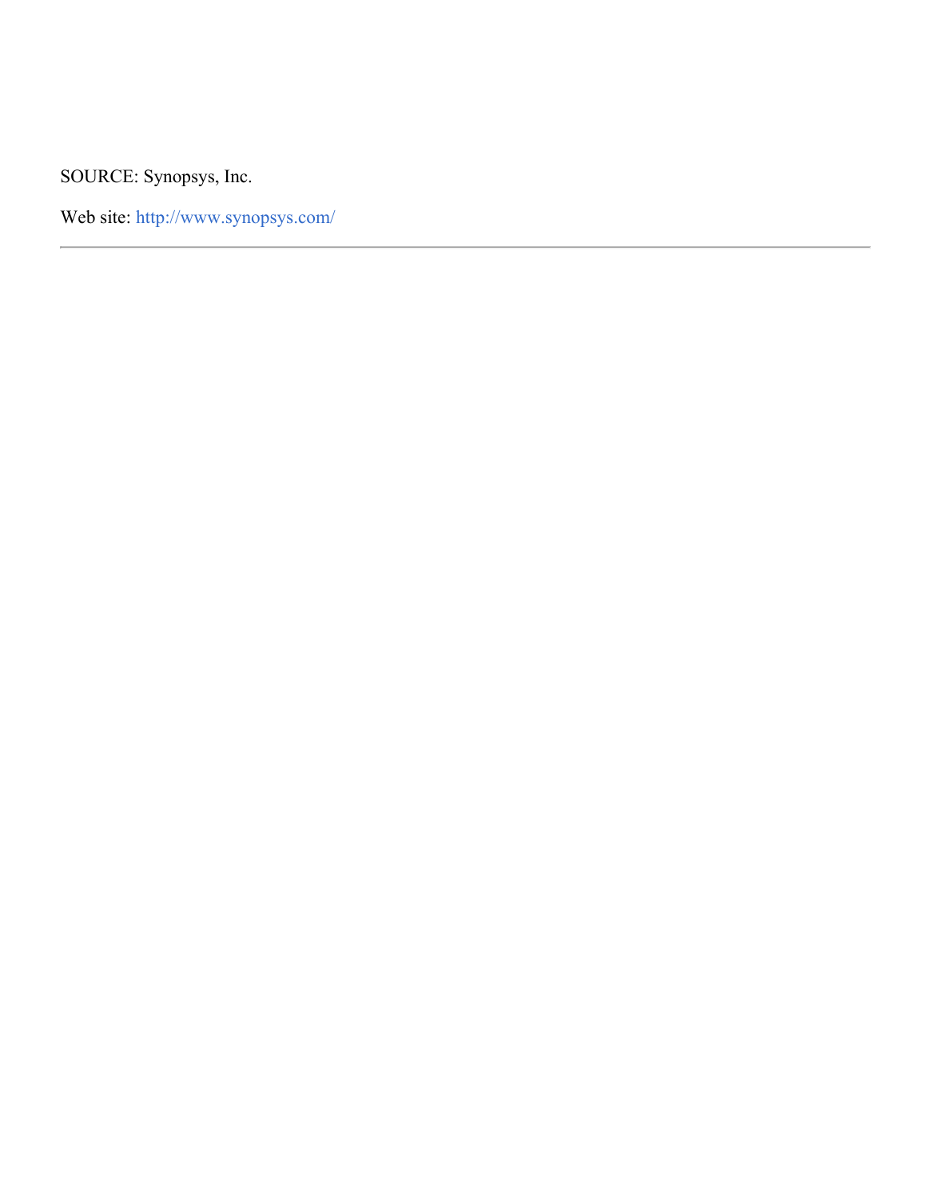SOURCE: Synopsys, Inc.

Web site: http://www.synopsys.com/

---